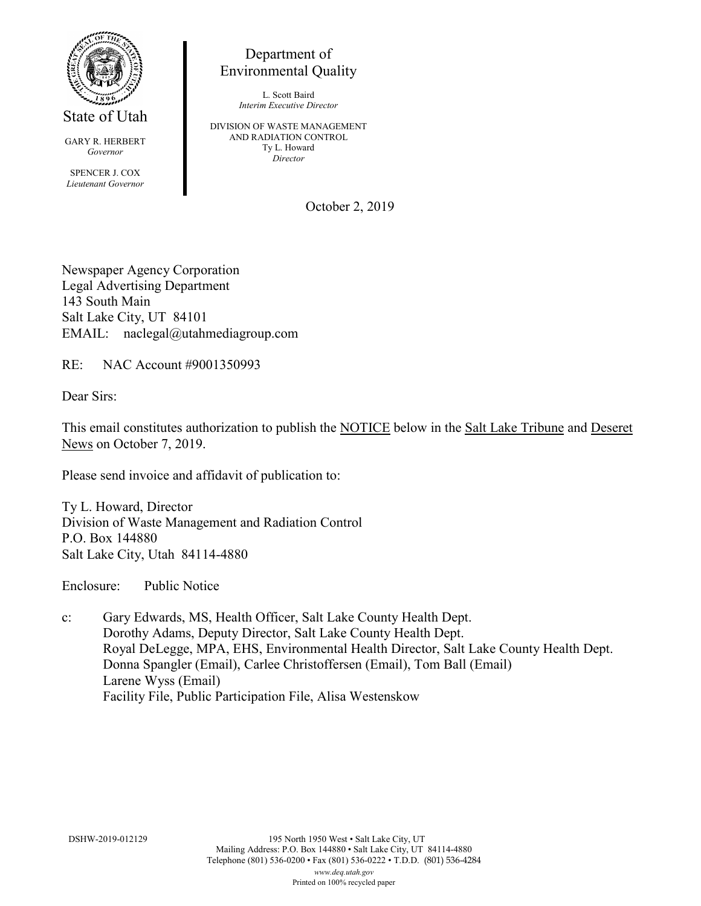State of Utah

GARY R. HERBERT
*Governor*

SPENCER J. COX
*Lieutenant Governor*

Department of
Environmental Quality

L. Scott Baird
*Interim Executive Director*

DIVISION OF WASTE MANAGEMENT
AND RADIATION CONTROL
Ty L. Howard
*Director*

October 2, 2019

Newspaper Agency Corporation
Legal Advertising Department
143 South Main
Salt Lake City, UT 84101
EMAIL: naclegal@utahmediagroup.com

RE: NAC Account #9001350993

Dear Sirs:

This email constitutes authorization to publish the NOTICE below in the Salt Lake Tribune and Deseret News on October 7, 2019.

Please send invoice and affidavit of publication to:

Ty L. Howard, Director
Division of Waste Management and Radiation Control
P.O. Box 144880
Salt Lake City, Utah 84114-4880

Enclosure: Public Notice

c: Gary Edwards, MS, Health Officer, Salt Lake County Health Dept.
Dorothy Adams, Deputy Director, Salt Lake County Health Dept.
Royal DeLegge, MPA, EHS, Environmental Health Director, Salt Lake County Health Dept.
Donna Spangler (Email), Carlee Christoffersen (Email), Tom Ball (Email)
Larene Wyss (Email)
Facility File, Public Participation File, Alisa Westenskow

DSHW-2019-012129

195 North 1950 West • Salt Lake City, UT
Mailing Address: P.O. Box 144880 • Salt Lake City, UT 84114-4880
Telephone (801) 536-0200 • Fax (801) 536-0222 • T.D.D. (801) 536-4284
*www.deq.utah.gov*
Printed on 100% recycled paper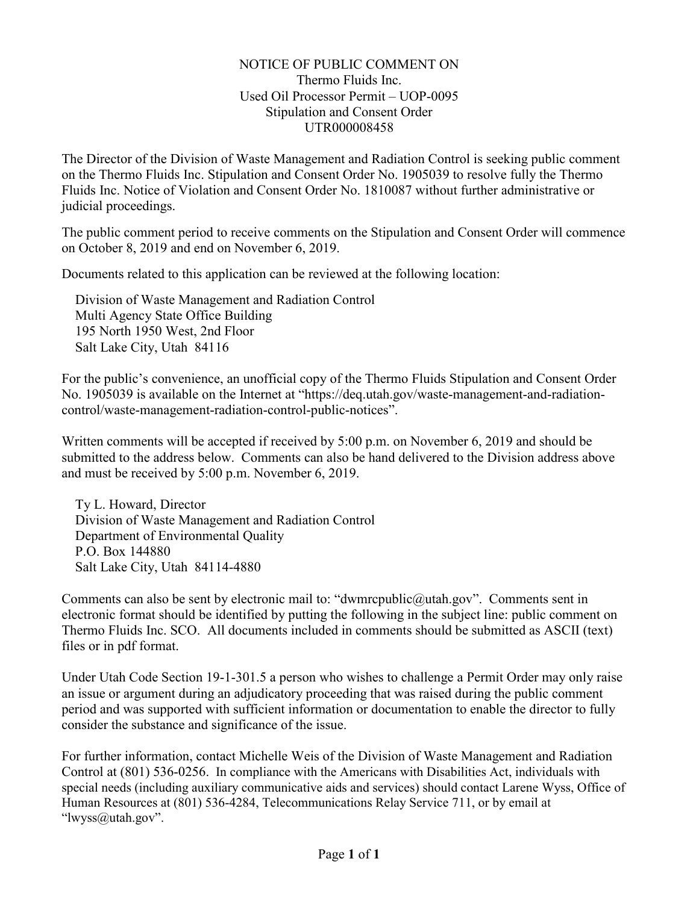# NOTICE OF PUBLIC COMMENT ON
## Thermo Fluids Inc.
## Used Oil Processor Permit – UOP-0095
## Stipulation and Consent Order
## UTR000008458

The Director of the Division of Waste Management and Radiation Control is seeking public comment on the Thermo Fluids Inc. Stipulation and Consent Order No. 1905039 to resolve fully the Thermo Fluids Inc. Notice of Violation and Consent Order No. 1810087 without further administrative or judicial proceedings.

The public comment period to receive comments on the Stipulation and Consent Order will commence on October 8, 2019 and end on November 6, 2019.

Documents related to this application can be reviewed at the following location:

Division of Waste Management and Radiation Control
Multi Agency State Office Building
195 North 1950 West, 2nd Floor
Salt Lake City, Utah 84116

For the public's convenience, an unofficial copy of the Thermo Fluids Stipulation and Consent Order No. 1905039 is available on the Internet at "https://deq.utah.gov/waste-management-and-radiation-control/waste-management-radiation-control-public-notices".

Written comments will be accepted if received by 5:00 p.m. on November 6, 2019 and should be submitted to the address below. Comments can also be hand delivered to the Division address above and must be received by 5:00 p.m. November 6, 2019.

Ty L. Howard, Director
Division of Waste Management and Radiation Control
Department of Environmental Quality
P.O. Box 144880
Salt Lake City, Utah 84114-4880

Comments can also be sent by electronic mail to: "dwmrcpublic@utah.gov". Comments sent in electronic format should be identified by putting the following in the subject line: public comment on Thermo Fluids Inc. SCO. All documents included in comments should be submitted as ASCII (text) files or in pdf format.

Under Utah Code Section 19-1-301.5 a person who wishes to challenge a Permit Order may only raise an issue or argument during an adjudicatory proceeding that was raised during the public comment period and was supported with sufficient information or documentation to enable the director to fully consider the substance and significance of the issue.

For further information, contact Michelle Weis of the Division of Waste Management and Radiation Control at (801) 536-0256. In compliance with the Americans with Disabilities Act, individuals with special needs (including auxiliary communicative aids and services) should contact Larene Wyss, Office of Human Resources at (801) 536-4284, Telecommunications Relay Service 711, or by email at "lwyss@utah.gov".